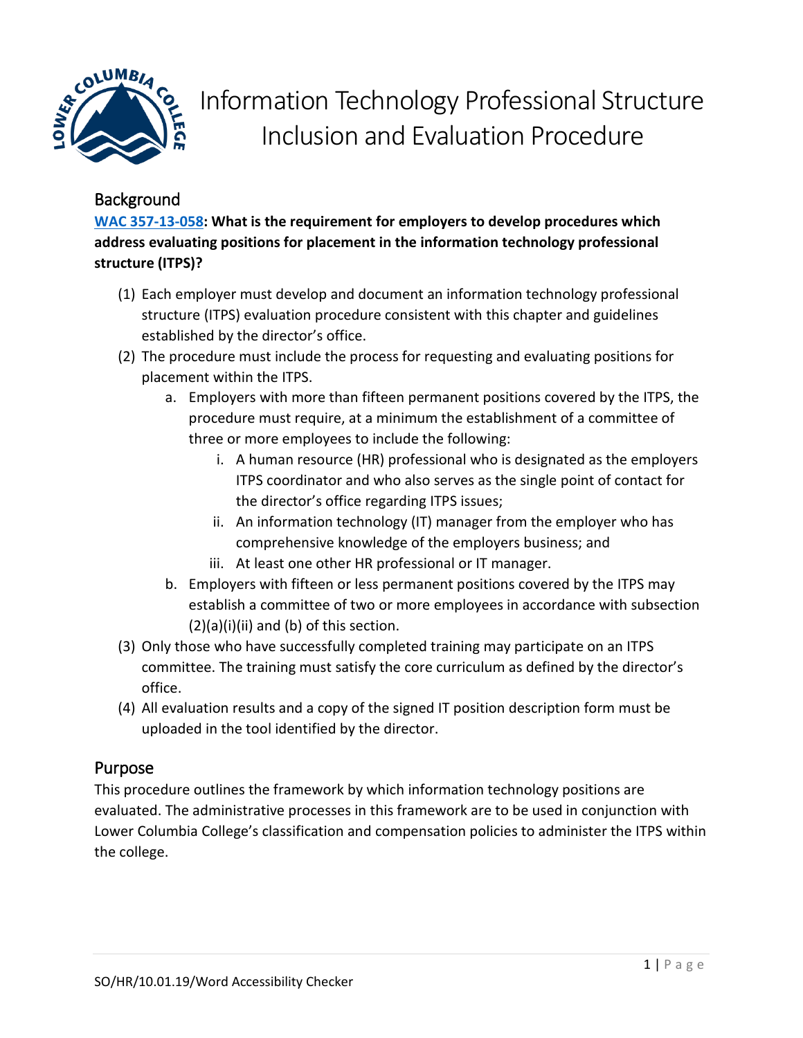# Information Technology Professional Structure Inclusion and Evaluation Procedure

## Background

**[WAC 357-13-058](https://apps.leg.wa.gov/wac/default.aspx?cite=357-13-058): What is the requirement for employers to develop procedures which address evaluating positions for placement in the information technology professional structure (ITPS)?**

(1) Each employer must develop and document an information technology professional structure (ITPS) evaluation procedure consistent with this chapter and guidelines established by the director's office.

(2) The procedure must include the process for requesting and evaluating positions for placement within the ITPS.

a. Employers with more than fifteen permanent positions covered by the ITPS, the procedure must require, at a minimum the establishment of a committee of three or more employees to include the following:

i. A human resource (HR) professional who is designated as the employers ITPS coordinator and who also serves as the single point of contact for the director's office regarding ITPS issues;

ii. An information technology (IT) manager from the employer who has comprehensive knowledge of the employers business; and

iii. At least one other HR professional or IT manager.

b. Employers with fifteen or less permanent positions covered by the ITPS may establish a committee of two or more employees in accordance with subsection (2)(a)(i)(ii) and (b) of this section.

(3) Only those who have successfully completed training may participate on an ITPS committee. The training must satisfy the core curriculum as defined by the director's office.

(4) All evaluation results and a copy of the signed IT position description form must be uploaded in the tool identified by the director.

## Purpose

This procedure outlines the framework by which information technology positions are evaluated. The administrative processes in this framework are to be used in conjunction with Lower Columbia College's classification and compensation policies to administer the ITPS within the college.

SO/HR/10.01.19/Word Accessibility Checker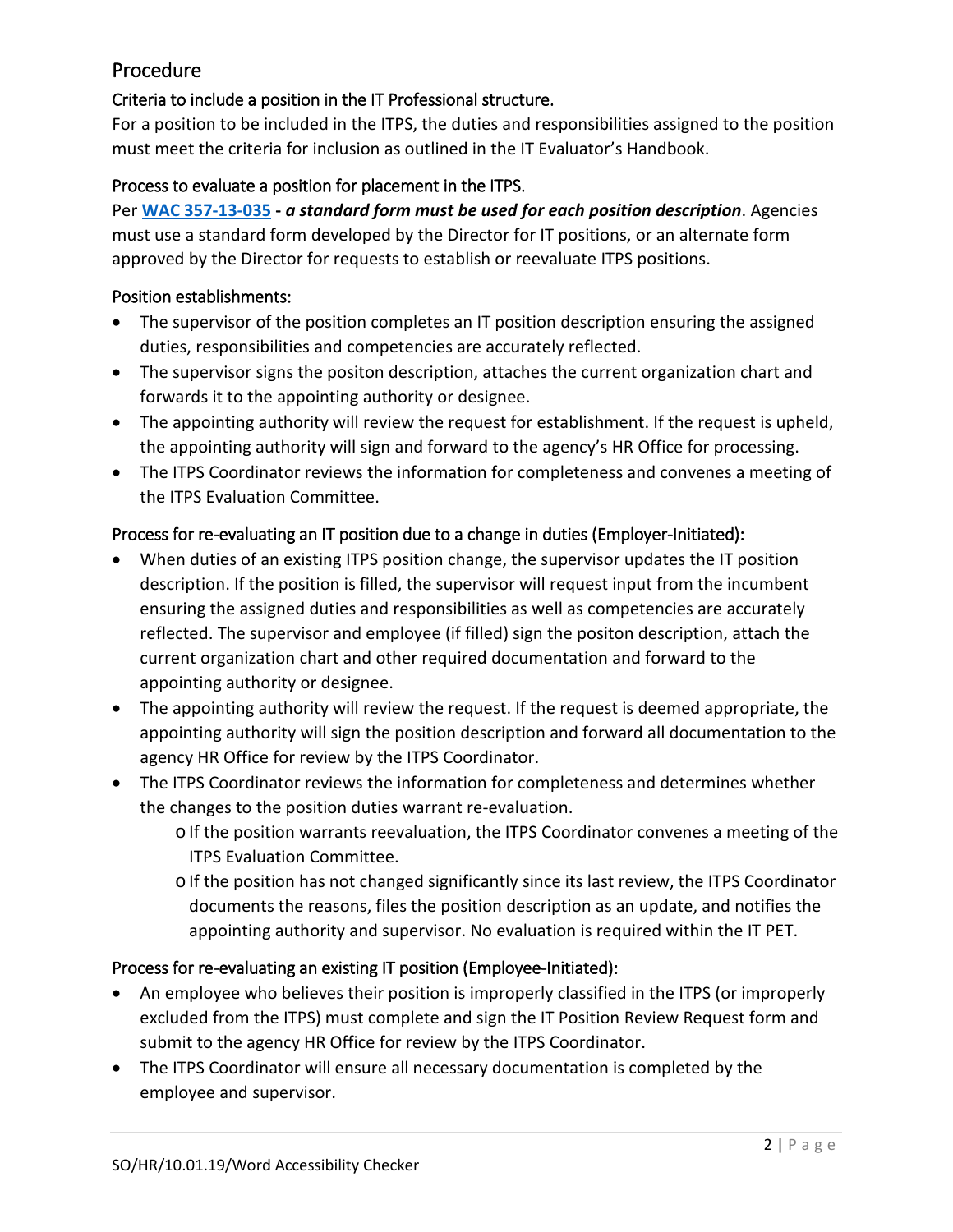## Procedure

### Criteria to include a position in the IT Professional structure.

For a position to be included in the ITPS, the duties and responsibilities assigned to the position must meet the criteria for inclusion as outlined in the IT Evaluator's Handbook.

### Process to evaluate a position for placement in the ITPS.

Per **[WAC 357-13-035](WAC 357-13-035) - *a standard form must be used for each position description***. Agencies must use a standard form developed by the Director for IT positions, or an alternate form approved by the Director for requests to establish or reevaluate ITPS positions.

### Position establishments:

- The supervisor of the position completes an IT position description ensuring the assigned duties, responsibilities and competencies are accurately reflected.
- The supervisor signs the positon description, attaches the current organization chart and forwards it to the appointing authority or designee.
- The appointing authority will review the request for establishment. If the request is upheld, the appointing authority will sign and forward to the agency's HR Office for processing.
- The ITPS Coordinator reviews the information for completeness and convenes a meeting of the ITPS Evaluation Committee.

### Process for re-evaluating an IT position due to a change in duties (Employer-Initiated):

- When duties of an existing ITPS position change, the supervisor updates the IT position description. If the position is filled, the supervisor will request input from the incumbent ensuring the assigned duties and responsibilities as well as competencies are accurately reflected. The supervisor and employee (if filled) sign the positon description, attach the current organization chart and other required documentation and forward to the appointing authority or designee.
- The appointing authority will review the request. If the request is deemed appropriate, the appointing authority will sign the position description and forward all documentation to the agency HR Office for review by the ITPS Coordinator.
- The ITPS Coordinator reviews the information for completeness and determines whether the changes to the position duties warrant re-evaluation.
  - If the position warrants reevaluation, the ITPS Coordinator convenes a meeting of the ITPS Evaluation Committee.
  - If the position has not changed significantly since its last review, the ITPS Coordinator documents the reasons, files the position description as an update, and notifies the appointing authority and supervisor. No evaluation is required within the IT PET.

### Process for re-evaluating an existing IT position (Employee-Initiated):

- An employee who believes their position is improperly classified in the ITPS (or improperly excluded from the ITPS) must complete and sign the IT Position Review Request form and submit to the agency HR Office for review by the ITPS Coordinator.
- The ITPS Coordinator will ensure all necessary documentation is completed by the employee and supervisor.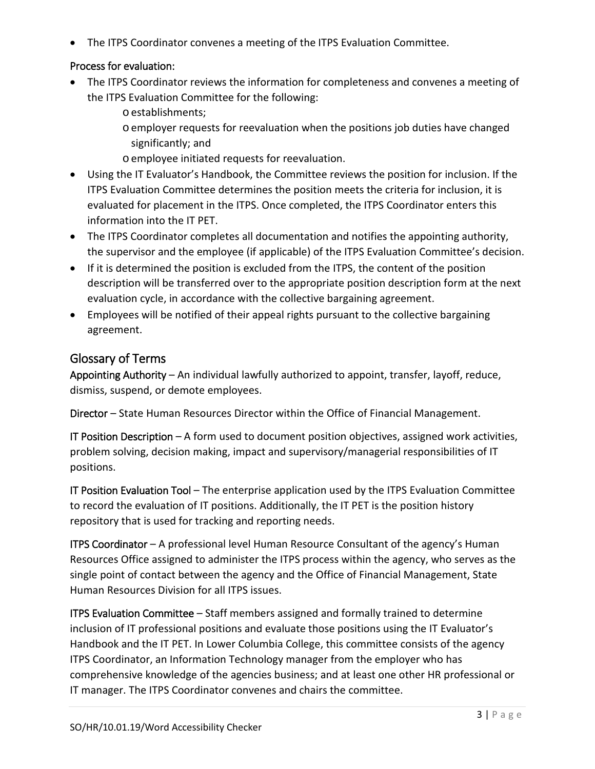- The ITPS Coordinator convenes a meeting of the ITPS Evaluation Committee.

Process for evaluation:

- The ITPS Coordinator reviews the information for completeness and convenes a meeting of the ITPS Evaluation Committee for the following:
    - establishments;
    - employer requests for reevaluation when the positions job duties have changed significantly; and
    - employee initiated requests for reevaluation.
- Using the IT Evaluator's Handbook, the Committee reviews the position for inclusion. If the ITPS Evaluation Committee determines the position meets the criteria for inclusion, it is evaluated for placement in the ITPS. Once completed, the ITPS Coordinator enters this information into the IT PET.
- The ITPS Coordinator completes all documentation and notifies the appointing authority, the supervisor and the employee (if applicable) of the ITPS Evaluation Committee's decision.
- If it is determined the position is excluded from the ITPS, the content of the position description will be transferred over to the appropriate position description form at the next evaluation cycle, in accordance with the collective bargaining agreement.
- Employees will be notified of their appeal rights pursuant to the collective bargaining agreement.

## Glossary of Terms

Appointing Authority – An individual lawfully authorized to appoint, transfer, layoff, reduce, dismiss, suspend, or demote employees.

Director – State Human Resources Director within the Office of Financial Management.

IT Position Description – A form used to document position objectives, assigned work activities, problem solving, decision making, impact and supervisory/managerial responsibilities of IT positions.

IT Position Evaluation Tool – The enterprise application used by the ITPS Evaluation Committee to record the evaluation of IT positions. Additionally, the IT PET is the position history repository that is used for tracking and reporting needs.

ITPS Coordinator – A professional level Human Resource Consultant of the agency's Human Resources Office assigned to administer the ITPS process within the agency, who serves as the single point of contact between the agency and the Office of Financial Management, State Human Resources Division for all ITPS issues.

ITPS Evaluation Committee – Staff members assigned and formally trained to determine inclusion of IT professional positions and evaluate those positions using the IT Evaluator's Handbook and the IT PET. In Lower Columbia College, this committee consists of the agency ITPS Coordinator, an Information Technology manager from the employer who has comprehensive knowledge of the agencies business; and at least one other HR professional or IT manager. The ITPS Coordinator convenes and chairs the committee.

SO/HR/10.01.19/Word Accessibility Checker